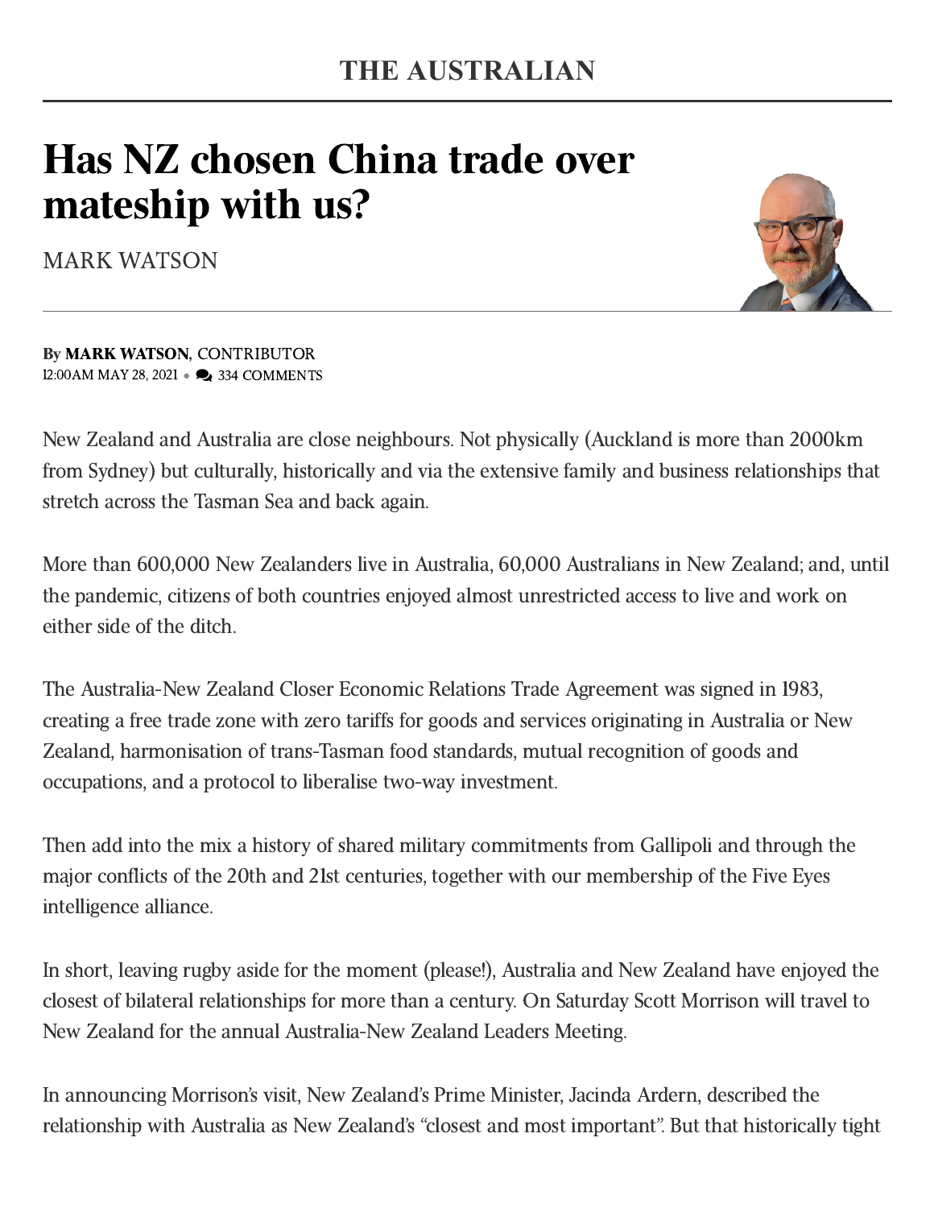THE AUSTRALIAN

# Has NZ chosen China trade over mateship with us?

MARK WATSON

By **MARK WATSON**, CONTRIBUTOR
12:00AM MAY 28, 2021 • 334 COMMENTS

New Zealand and Australia are close neighbours. Not physically (Auckland is more than 2000km from Sydney) but culturally, historically and via the extensive family and business relationships that stretch across the Tasman Sea and back again.

More than 600,000 New Zealanders live in Australia, 60,000 Australians in New Zealand; and, until the pandemic, citizens of both countries enjoyed almost unrestricted access to live and work on either side of the ditch.

The Australia-New Zealand Closer Economic Relations Trade Agreement was signed in 1983, creating a free trade zone with zero tariffs for goods and services originating in Australia or New Zealand, harmonisation of trans-Tasman food standards, mutual recognition of goods and occupations, and a protocol to liberalise two-way investment.

Then add into the mix a history of shared military commitments from Gallipoli and through the major conflicts of the 20th and 21st centuries, together with our membership of the Five Eyes intelligence alliance.

In short, leaving rugby aside for the moment (please!), Australia and New Zealand have enjoyed the closest of bilateral relationships for more than a century. On Saturday Scott Morrison will travel to New Zealand for the annual Australia-New Zealand Leaders Meeting.

In announcing Morrison's visit, New Zealand's Prime Minister, Jacinda Ardern, described the relationship with Australia as New Zealand's "closest and most important". But that historically tight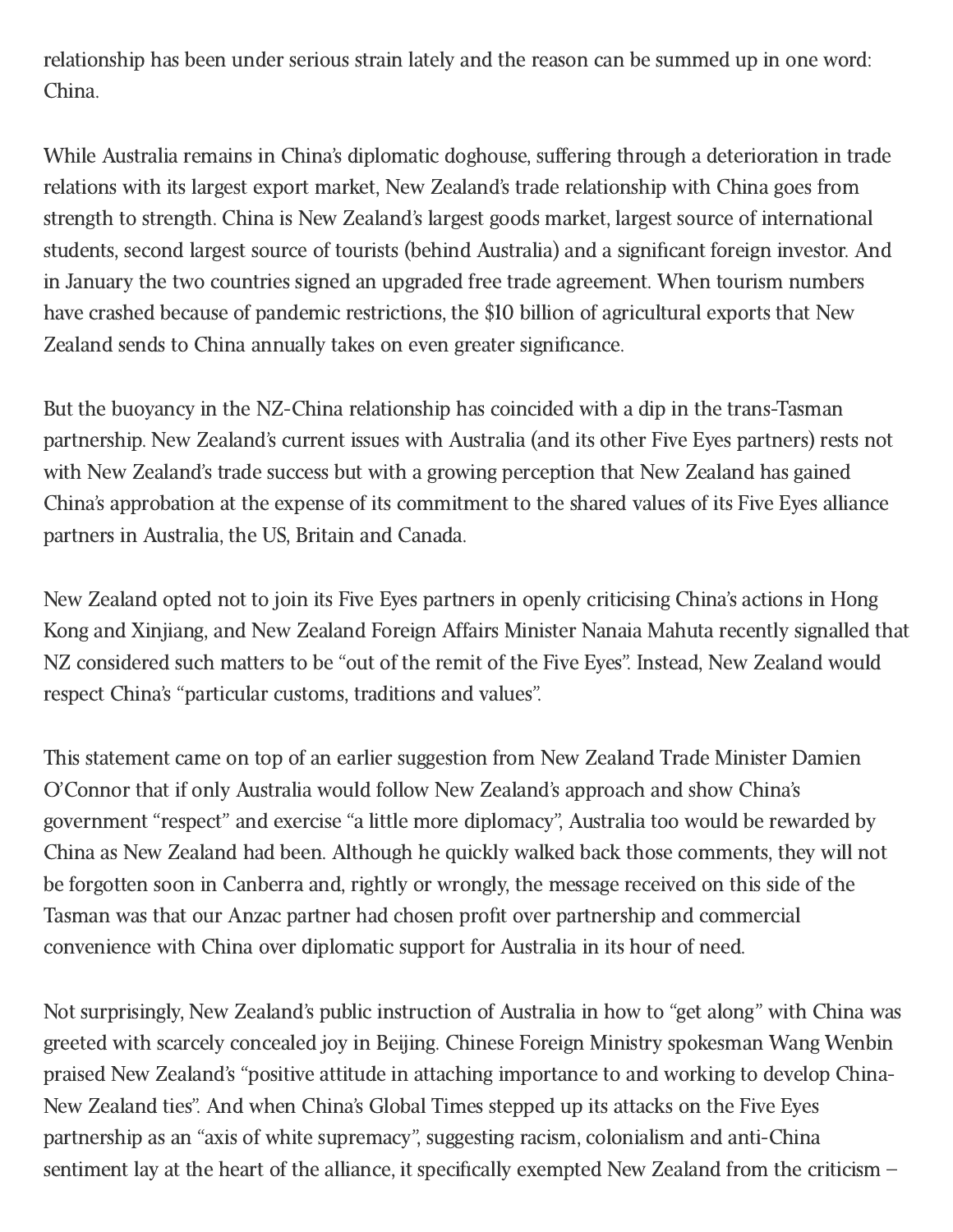relationship has been under serious strain lately and the reason can be summed up in one word: China.

While Australia remains in China's diplomatic doghouse, suffering through a deterioration in trade relations with its largest export market, New Zealand's trade relationship with China goes from strength to strength. China is New Zealand's largest goods market, largest source of international students, second largest source of tourists (behind Australia) and a significant foreign investor. And in January the two countries signed an upgraded free trade agreement. When tourism numbers have crashed because of pandemic restrictions, the $10 billion of agricultural exports that New Zealand sends to China annually takes on even greater significance.

But the buoyancy in the NZ-China relationship has coincided with a dip in the trans-Tasman partnership. New Zealand's current issues with Australia (and its other Five Eyes partners) rests not with New Zealand's trade success but with a growing perception that New Zealand has gained China's approbation at the expense of its commitment to the shared values of its Five Eyes alliance partners in Australia, the US, Britain and Canada.

New Zealand opted not to join its Five Eyes partners in openly criticising China's actions in Hong Kong and Xinjiang, and New Zealand Foreign Affairs Minister Nanaia Mahuta recently signalled that NZ considered such matters to be "out of the remit of the Five Eyes". Instead, New Zealand would respect China's "particular customs, traditions and values".

This statement came on top of an earlier suggestion from New Zealand Trade Minister Damien O'Connor that if only Australia would follow New Zealand's approach and show China's government "respect" and exercise "a little more diplomacy", Australia too would be rewarded by China as New Zealand had been. Although he quickly walked back those comments, they will not be forgotten soon in Canberra and, rightly or wrongly, the message received on this side of the Tasman was that our Anzac partner had chosen profit over partnership and commercial convenience with China over diplomatic support for Australia in its hour of need.

Not surprisingly, New Zealand's public instruction of Australia in how to "get along" with China was greeted with scarcely concealed joy in Beijing. Chinese Foreign Ministry spokesman Wang Wenbin praised New Zealand's "positive attitude in attaching importance to and working to develop China-New Zealand ties". And when China's Global Times stepped up its attacks on the Five Eyes partnership as an "axis of white supremacy", suggesting racism, colonialism and anti-China sentiment lay at the heart of the alliance, it specifically exempted New Zealand from the criticism –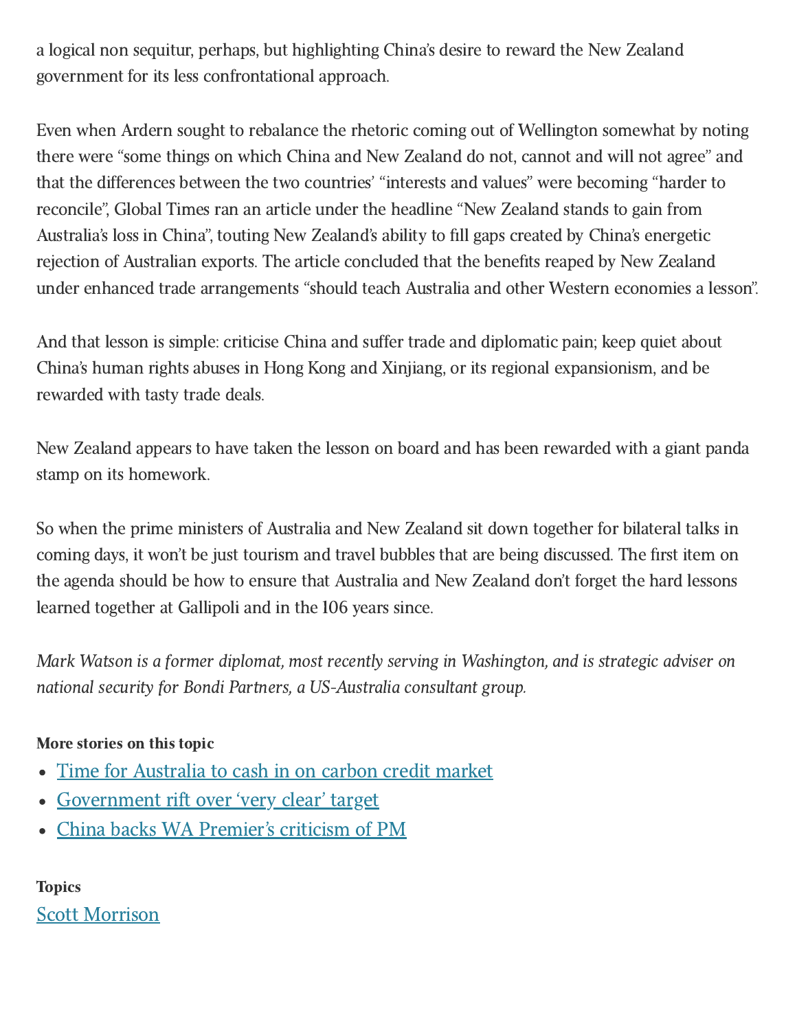a logical non sequitur, perhaps, but highlighting China's desire to reward the New Zealand government for its less confrontational approach.

Even when Ardern sought to rebalance the rhetoric coming out of Wellington somewhat by noting there were "some things on which China and New Zealand do not, cannot and will not agree" and that the differences between the two countries' "interests and values" were becoming "harder to reconcile", Global Times ran an article under the headline "New Zealand stands to gain from Australia's loss in China", touting New Zealand's ability to fill gaps created by China's energetic rejection of Australian exports. The article concluded that the benefits reaped by New Zealand under enhanced trade arrangements "should teach Australia and other Western economies a lesson".

And that lesson is simple: criticise China and suffer trade and diplomatic pain; keep quiet about China's human rights abuses in Hong Kong and Xinjiang, or its regional expansionism, and be rewarded with tasty trade deals.

New Zealand appears to have taken the lesson on board and has been rewarded with a giant panda stamp on its homework.

So when the prime ministers of Australia and New Zealand sit down together for bilateral talks in coming days, it won't be just tourism and travel bubbles that are being discussed. The first item on the agenda should be how to ensure that Australia and New Zealand don't forget the hard lessons learned together at Gallipoli and in the 106 years since.

*Mark Watson is a former diplomat, most recently serving in Washington, and is strategic adviser on national security for Bondi Partners, a US-Australia consultant group.*

**More stories on this topic**

- Time for Australia to cash in on carbon credit market
- Government rift over 'very clear' target
- China backs WA Premier's criticism of PM

**Topics**

Scott Morrison